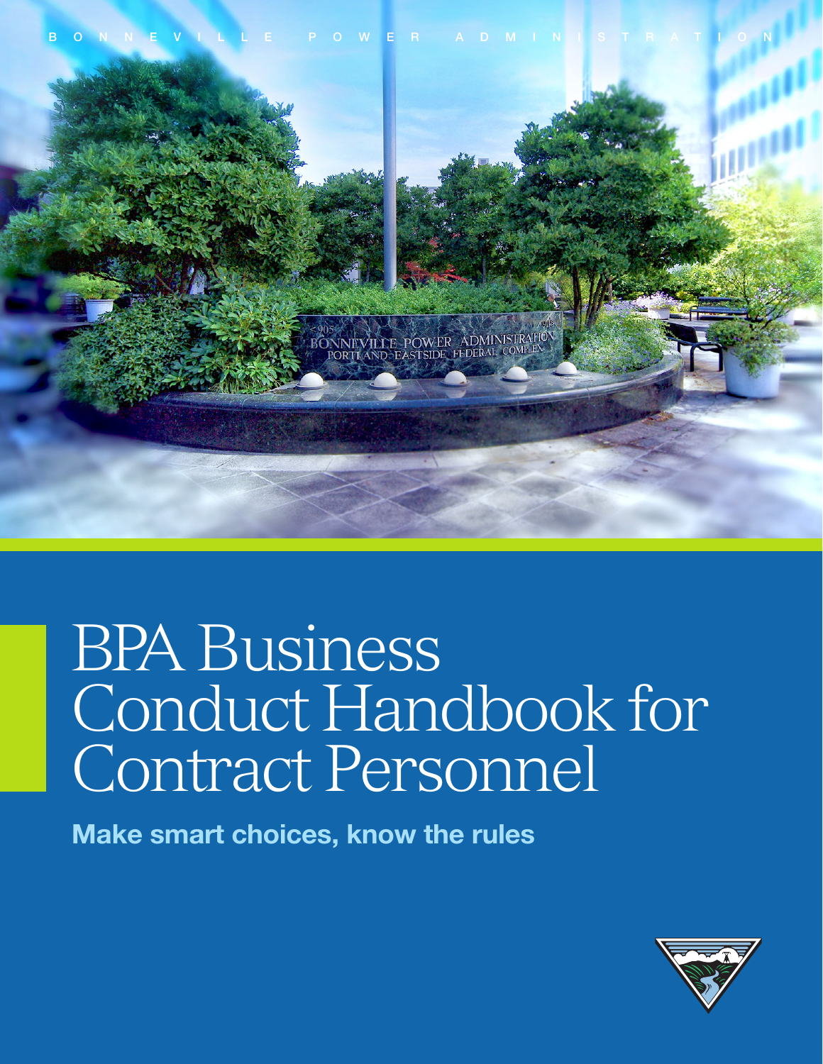BONNEVILLE POWER ADMINISTRATION

# BPA Business Conduct Handbook for Contract Personnel

**Make smart choices, know the rules**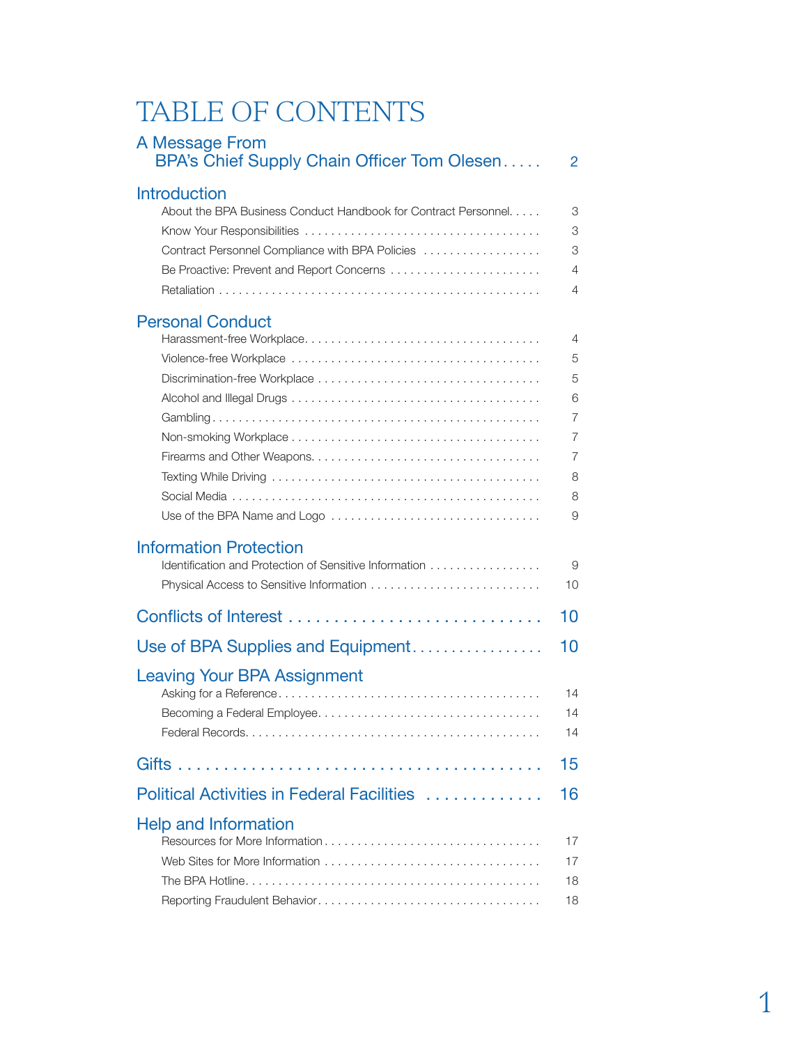# TABLE OF CONTENTS

| | |
|---|---|
| **A Message From BPA's Chief Supply Chain Officer Tom Olesen** | 2 |
| **Introduction** | |
| About the BPA Business Conduct Handbook for Contract Personnel | 3 |
| Know Your Responsibilities | 3 |
| Contract Personnel Compliance with BPA Policies | 3 |
| Be Proactive: Prevent and Report Concerns | 4 |
| Retaliation | 4 |
| **Personal Conduct** | |
| Harassment-free Workplace | 4 |
| Violence-free Workplace | 5 |
| Discrimination-free Workplace | 5 |
| Alcohol and Illegal Drugs | 6 |
| Gambling | 7 |
| Non-smoking Workplace | 7 |
| Firearms and Other Weapons | 7 |
| Texting While Driving | 8 |
| Social Media | 8 |
| Use of the BPA Name and Logo | 9 |
| **Information Protection** | |
| Identification and Protection of Sensitive Information | 9 |
| Physical Access to Sensitive Information | 10 |
| **Conflicts of Interest** | 10 |
| **Use of BPA Supplies and Equipment** | 10 |
| **Leaving Your BPA Assignment** | |
| Asking for a Reference | 14 |
| Becoming a Federal Employee | 14 |
| Federal Records | 14 |
| **Gifts** | 15 |
| **Political Activities in Federal Facilities** | 16 |
| **Help and Information** | |
| Resources for More Information | 17 |
| Web Sites for More Information | 17 |
| The BPA Hotline | 18 |
| Reporting Fraudulent Behavior | 18 |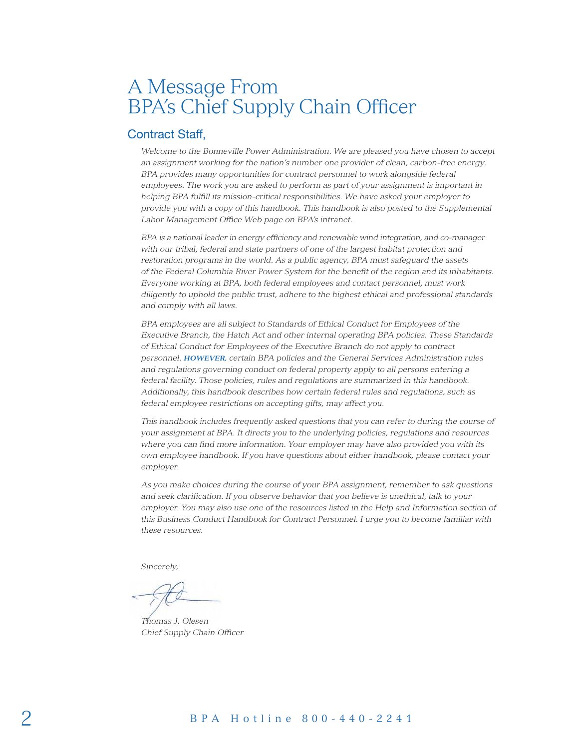# A Message From BPA's Chief Supply Chain Officer

## Contract Staff,

*Welcome to the Bonneville Power Administration. We are pleased you have chosen to accept an assignment working for the nation's number one provider of clean, carbon-free energy. BPA provides many opportunities for contract personnel to work alongside federal employees. The work you are asked to perform as part of your assignment is important in helping BPA fulfill its mission-critical responsibilities. We have asked your employer to provide you with a copy of this handbook. This handbook is also posted to the Supplemental Labor Management Office Web page on BPA's intranet.*

*BPA is a national leader in energy efficiency and renewable wind integration, and co-manager with our tribal, federal and state partners of one of the largest habitat protection and restoration programs in the world. As a public agency, BPA must safeguard the assets of the Federal Columbia River Power System for the benefit of the region and its inhabitants. Everyone working at BPA, both federal employees and contact personnel, must work diligently to uphold the public trust, adhere to the highest ethical and professional standards and comply with all laws.*

*BPA employees are all subject to Standards of Ethical Conduct for Employees of the Executive Branch, the Hatch Act and other internal operating BPA policies. These Standards of Ethical Conduct for Employees of the Executive Branch do not apply to contract personnel. **HOWEVER**, certain BPA policies and the General Services Administration rules and regulations governing conduct on federal property apply to all persons entering a federal facility. Those policies, rules and regulations are summarized in this handbook. Additionally, this handbook describes how certain federal rules and regulations, such as federal employee restrictions on accepting gifts, may affect you.*

*This handbook includes frequently asked questions that you can refer to during the course of your assignment at BPA. It directs you to the underlying policies, regulations and resources where you can find more information. Your employer may have also provided you with its own employee handbook. If you have questions about either handbook, please contact your employer.*

*As you make choices during the course of your BPA assignment, remember to ask questions and seek clarification. If you observe behavior that you believe is unethical, talk to your employer. You may also use one of the resources listed in the Help and Information section of this Business Conduct Handbook for Contract Personnel. I urge you to become familiar with these resources.*

*Sincerely,*

*Thomas J. Olesen*
*Chief Supply Chain Officer*

BPA Hotline 800-440-2241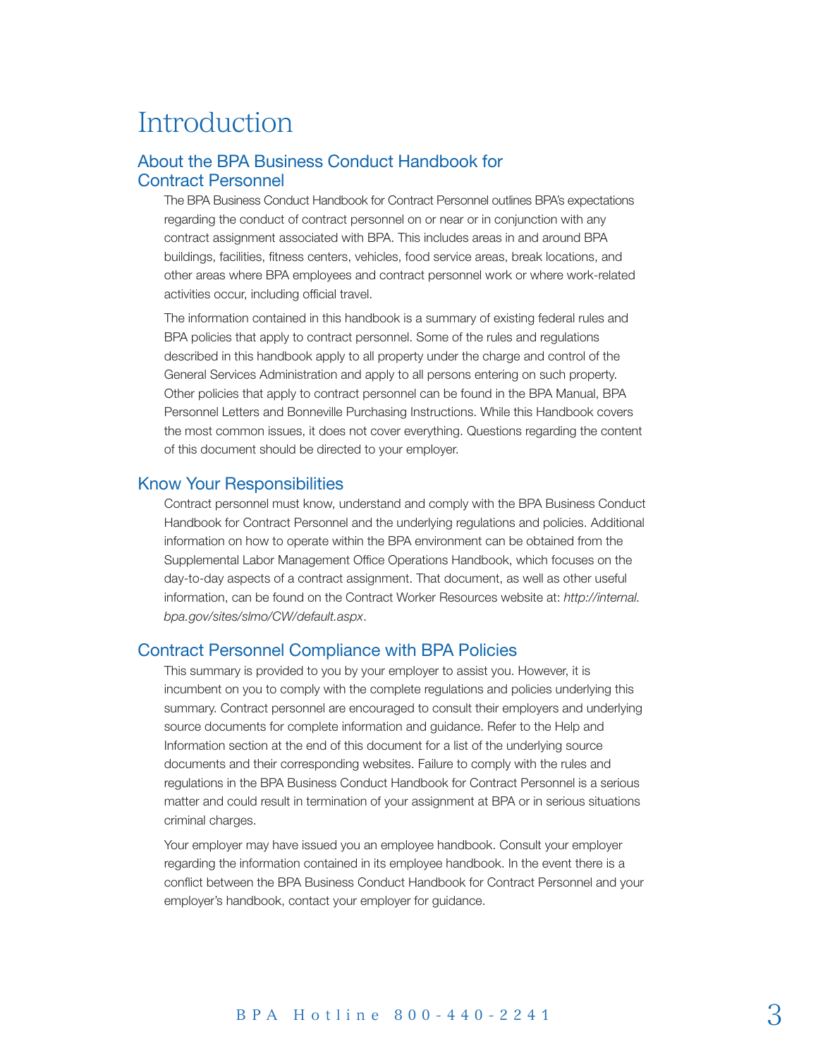# Introduction

## About the BPA Business Conduct Handbook for Contract Personnel

The BPA Business Conduct Handbook for Contract Personnel outlines BPA's expectations regarding the conduct of contract personnel on or near or in conjunction with any contract assignment associated with BPA. This includes areas in and around BPA buildings, facilities, fitness centers, vehicles, food service areas, break locations, and other areas where BPA employees and contract personnel work or where work-related activities occur, including official travel.

The information contained in this handbook is a summary of existing federal rules and BPA policies that apply to contract personnel. Some of the rules and regulations described in this handbook apply to all property under the charge and control of the General Services Administration and apply to all persons entering on such property. Other policies that apply to contract personnel can be found in the BPA Manual, BPA Personnel Letters and Bonneville Purchasing Instructions. While this Handbook covers the most common issues, it does not cover everything. Questions regarding the content of this document should be directed to your employer.

## Know Your Responsibilities

Contract personnel must know, understand and comply with the BPA Business Conduct Handbook for Contract Personnel and the underlying regulations and policies. Additional information on how to operate within the BPA environment can be obtained from the Supplemental Labor Management Office Operations Handbook, which focuses on the day-to-day aspects of a contract assignment. That document, as well as other useful information, can be found on the Contract Worker Resources website at: *http://internal.bpa.gov/sites/slmo/CW/default.aspx*.

## Contract Personnel Compliance with BPA Policies

This summary is provided to you by your employer to assist you. However, it is incumbent on you to comply with the complete regulations and policies underlying this summary. Contract personnel are encouraged to consult their employers and underlying source documents for complete information and guidance. Refer to the Help and Information section at the end of this document for a list of the underlying source documents and their corresponding websites. Failure to comply with the rules and regulations in the BPA Business Conduct Handbook for Contract Personnel is a serious matter and could result in termination of your assignment at BPA or in serious situations criminal charges.

Your employer may have issued you an employee handbook. Consult your employer regarding the information contained in its employee handbook. In the event there is a conflict between the BPA Business Conduct Handbook for Contract Personnel and your employer's handbook, contact your employer for guidance.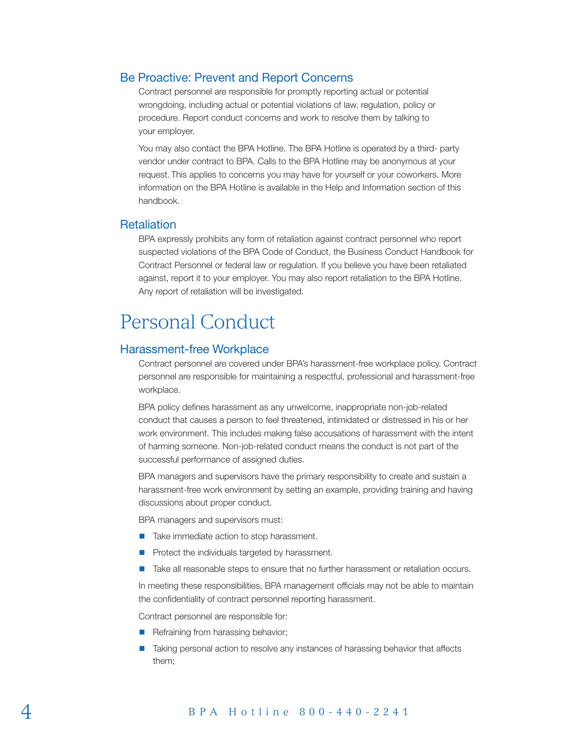## Be Proactive: Prevent and Report Concerns

Contract personnel are responsible for promptly reporting actual or potential wrongdoing, including actual or potential violations of law, regulation, policy or procedure. Report conduct concerns and work to resolve them by talking to your employer.

You may also contact the BPA Hotline. The BPA Hotline is operated by a third- party vendor under contract to BPA. Calls to the BPA Hotline may be anonymous at your request. This applies to concerns you may have for yourself or your coworkers. More information on the BPA Hotline is available in the Help and Information section of this handbook.

## Retaliation

BPA expressly prohibits any form of retaliation against contract personnel who report suspected violations of the BPA Code of Conduct, the Business Conduct Handbook for Contract Personnel or federal law or regulation. If you believe you have been retaliated against, report it to your employer. You may also report retaliation to the BPA Hotline. Any report of retaliation will be investigated.

# Personal Conduct

## Harassment-free Workplace

Contract personnel are covered under BPA's harassment-free workplace policy. Contract personnel are responsible for maintaining a respectful, professional and harassment-free workplace.

BPA policy defines harassment as any unwelcome, inappropriate non-job-related conduct that causes a person to feel threatened, intimidated or distressed in his or her work environment. This includes making false accusations of harassment with the intent of harming someone. Non-job-related conduct means the conduct is not part of the successful performance of assigned duties.

BPA managers and supervisors have the primary responsibility to create and sustain a harassment-free work environment by setting an example, providing training and having discussions about proper conduct.

BPA managers and supervisors must:

- Take immediate action to stop harassment.
- Protect the individuals targeted by harassment.
- Take all reasonable steps to ensure that no further harassment or retaliation occurs.

In meeting these responsibilities, BPA management officials may not be able to maintain the confidentiality of contract personnel reporting harassment.

Contract personnel are responsible for:

- Refraining from harassing behavior;
- Taking personal action to resolve any instances of harassing behavior that affects them;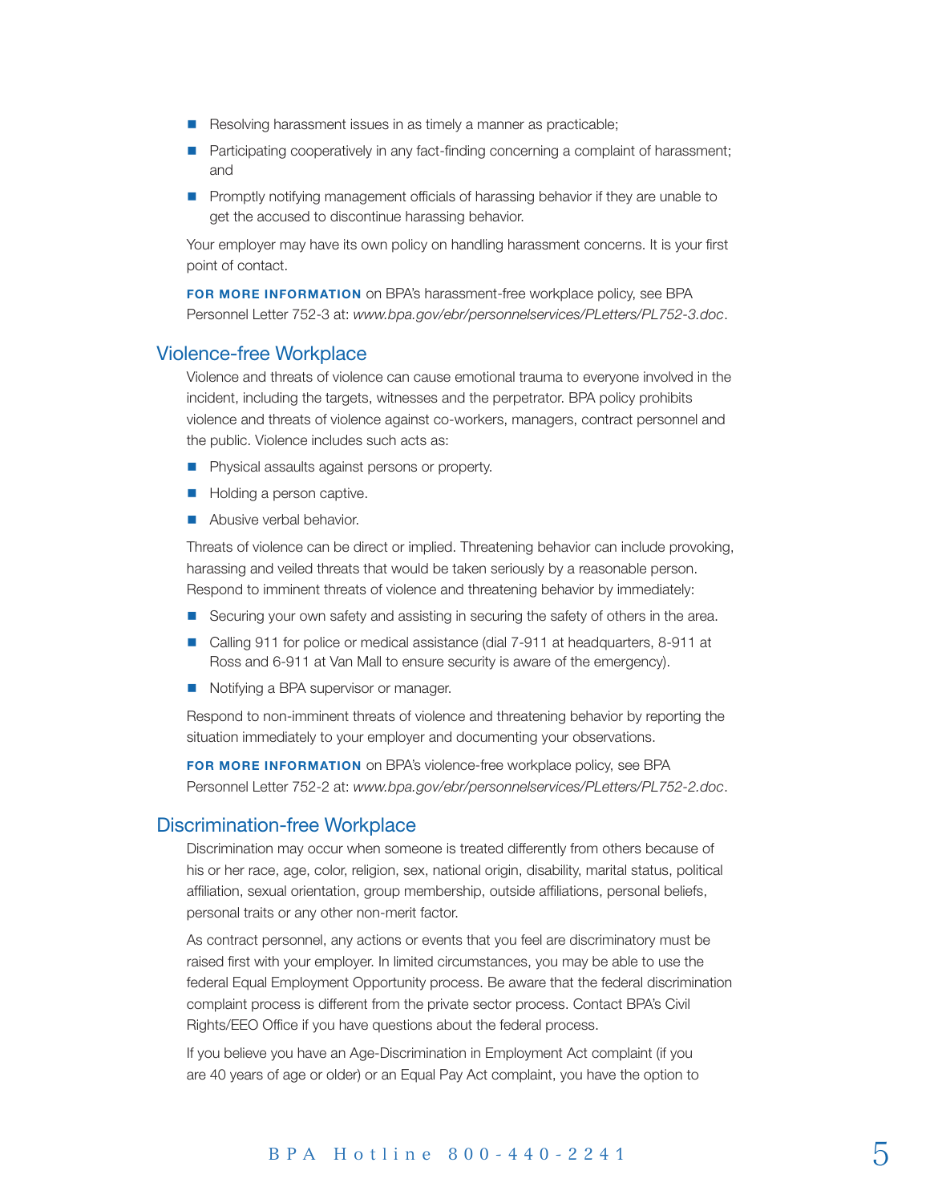- Resolving harassment issues in as timely a manner as practicable;
- Participating cooperatively in any fact-finding concerning a complaint of harassment; and
- Promptly notifying management officials of harassing behavior if they are unable to get the accused to discontinue harassing behavior.

Your employer may have its own policy on handling harassment concerns. It is your first point of contact.

**FOR MORE INFORMATION** on BPA's harassment-free workplace policy, see BPA Personnel Letter 752-3 at: *www.bpa.gov/ebr/personnelservices/PLetters/PL752-3.doc*.

## Violence-free Workplace

Violence and threats of violence can cause emotional trauma to everyone involved in the incident, including the targets, witnesses and the perpetrator. BPA policy prohibits violence and threats of violence against co-workers, managers, contract personnel and the public. Violence includes such acts as:

- Physical assaults against persons or property.
- Holding a person captive.
- Abusive verbal behavior.

Threats of violence can be direct or implied. Threatening behavior can include provoking, harassing and veiled threats that would be taken seriously by a reasonable person. Respond to imminent threats of violence and threatening behavior by immediately:

- Securing your own safety and assisting in securing the safety of others in the area.
- Calling 911 for police or medical assistance (dial 7-911 at headquarters, 8-911 at Ross and 6-911 at Van Mall to ensure security is aware of the emergency).
- Notifying a BPA supervisor or manager.

Respond to non-imminent threats of violence and threatening behavior by reporting the situation immediately to your employer and documenting your observations.

**FOR MORE INFORMATION** on BPA's violence-free workplace policy, see BPA Personnel Letter 752-2 at: *www.bpa.gov/ebr/personnelservices/PLetters/PL752-2.doc*.

## Discrimination-free Workplace

Discrimination may occur when someone is treated differently from others because of his or her race, age, color, religion, sex, national origin, disability, marital status, political affiliation, sexual orientation, group membership, outside affiliations, personal beliefs, personal traits or any other non-merit factor.

As contract personnel, any actions or events that you feel are discriminatory must be raised first with your employer. In limited circumstances, you may be able to use the federal Equal Employment Opportunity process. Be aware that the federal discrimination complaint process is different from the private sector process. Contact BPA's Civil Rights/EEO Office if you have questions about the federal process.

If you believe you have an Age-Discrimination in Employment Act complaint (if you are 40 years of age or older) or an Equal Pay Act complaint, you have the option to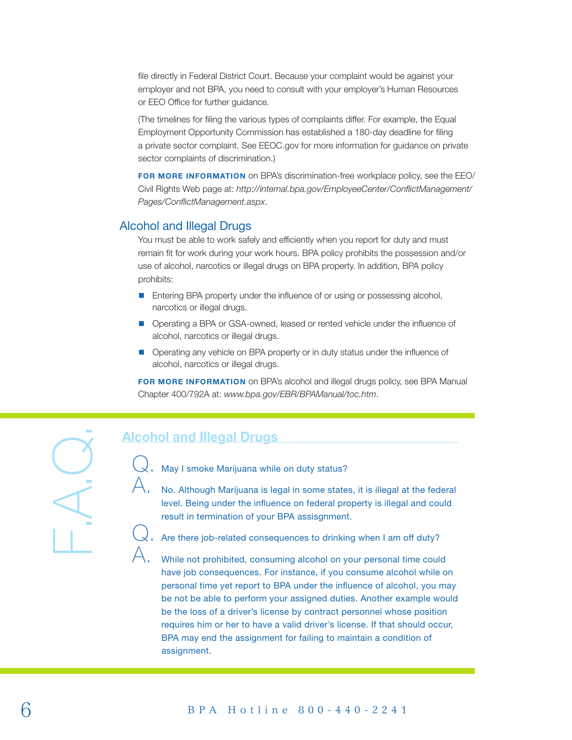file directly in Federal District Court. Because your complaint would be against your employer and not BPA, you need to consult with your employer's Human Resources or EEO Office for further guidance.

(The timelines for filing the various types of complaints differ. For example, the Equal Employment Opportunity Commission has established a 180-day deadline for filing a private sector complaint. See EEOC.gov for more information for guidance on private sector complaints of discrimination.)

**FOR MORE INFORMATION** on BPA's discrimination-free workplace policy, see the EEO/Civil Rights Web page at: *http://internal.bpa.gov/EmployeeCenter/ConflictManagement/Pages/ConflictManagement.aspx*.

## Alcohol and Illegal Drugs

You must be able to work safely and efficiently when you report for duty and must remain fit for work during your work hours. BPA policy prohibits the possession and/or use of alcohol, narcotics or illegal drugs on BPA property. In addition, BPA policy prohibits:

- Entering BPA property under the influence of or using or possessing alcohol, narcotics or illegal drugs.
- Operating a BPA or GSA-owned, leased or rented vehicle under the influence of alcohol, narcotics or illegal drugs.
- Operating any vehicle on BPA property or in duty status under the influence of alcohol, narcotics or illegal drugs.

**FOR MORE INFORMATION** on BPA's alcohol and illegal drugs policy, see BPA Manual Chapter 400/792A at: *www.bpa.gov/EBR/BPAManual/toc.htm*.

### F.A.Q.

### Alcohol and Illegal Drugs

**Q.** May I smoke Marijuana while on duty status?

**A.** No. Although Marijuana is legal in some states, it is illegal at the federal level. Being under the influence on federal property is illegal and could result in termination of your BPA assisgnment.

**Q.** Are there job-related consequences to drinking when I am off duty?

**A.** While not prohibited, consuming alcohol on your personal time could have job consequences. For instance, if you consume alcohol while on personal time yet report to BPA under the influence of alcohol, you may be not be able to perform your assigned duties. Another example would be the loss of a driver's license by contract personnel whose position requires him or her to have a valid driver's license. If that should occur, BPA may end the assignment for failing to maintain a condition of assignment.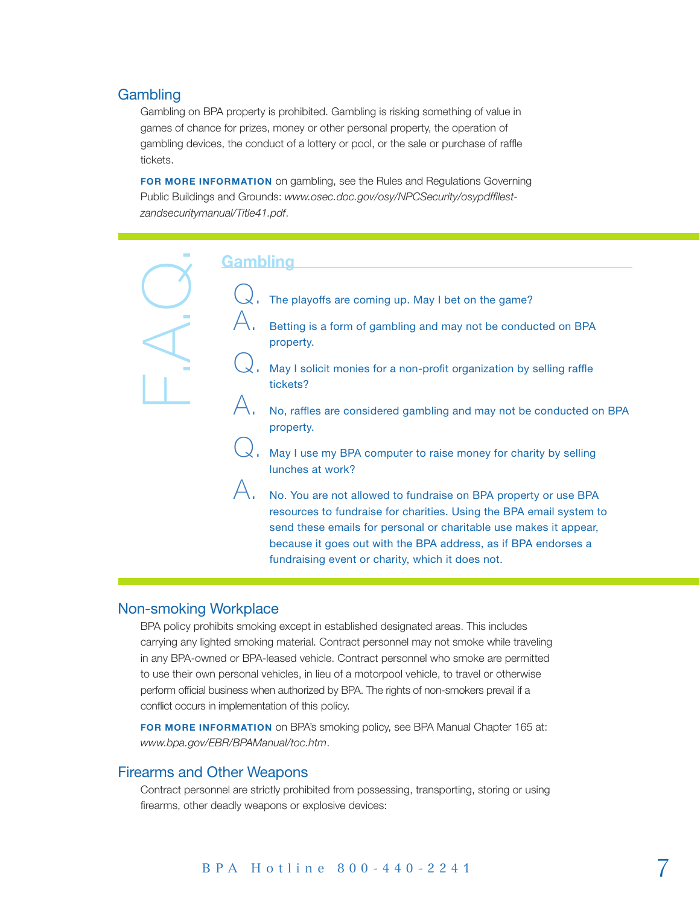## Gambling

Gambling on BPA property is prohibited. Gambling is risking something of value in games of chance for prizes, money or other personal property, the operation of gambling devices, the conduct of a lottery or pool, or the sale or purchase of raffle tickets.

**FOR MORE INFORMATION** on gambling, see the Rules and Regulations Governing Public Buildings and Grounds: *www.osec.doc.gov/osy/NPCSecurity/osypdffilest-zandsecuritymanual/Title41.pdf*.

### F.A.Q. Gambling

**Q.** The playoffs are coming up. May I bet on the game?

**A.** Betting is a form of gambling and may not be conducted on BPA property.

**Q.** May I solicit monies for a non-profit organization by selling raffle tickets?

**A.** No, raffles are considered gambling and may not be conducted on BPA property.

**Q.** May I use my BPA computer to raise money for charity by selling lunches at work?

**A.** No. You are not allowed to fundraise on BPA property or use BPA resources to fundraise for charities. Using the BPA email system to send these emails for personal or charitable use makes it appear, because it goes out with the BPA address, as if BPA endorses a fundraising event or charity, which it does not.

## Non-smoking Workplace

BPA policy prohibits smoking except in established designated areas. This includes carrying any lighted smoking material. Contract personnel may not smoke while traveling in any BPA-owned or BPA-leased vehicle. Contract personnel who smoke are permitted to use their own personal vehicles, in lieu of a motorpool vehicle, to travel or otherwise perform official business when authorized by BPA. The rights of non-smokers prevail if a conflict occurs in implementation of this policy.

**FOR MORE INFORMATION** on BPA's smoking policy, see BPA Manual Chapter 165 at: *www.bpa.gov/EBR/BPAManual/toc.htm*.

## Firearms and Other Weapons

Contract personnel are strictly prohibited from possessing, transporting, storing or using firearms, other deadly weapons or explosive devices: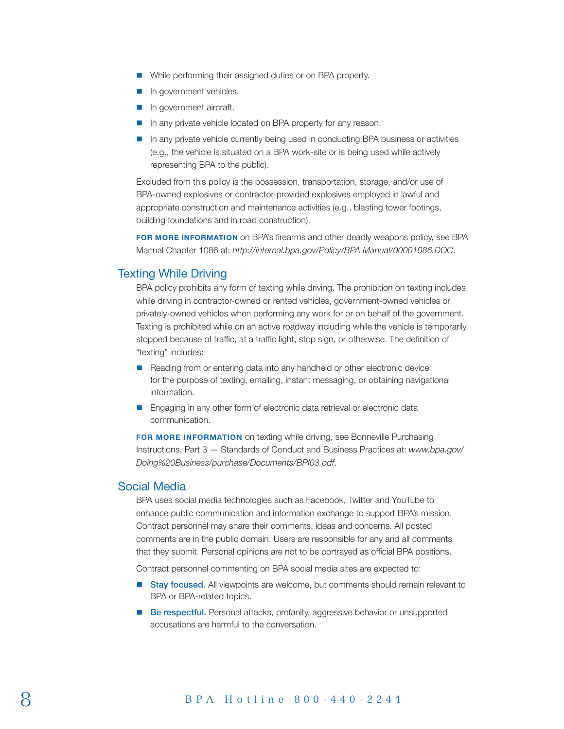- While performing their assigned duties or on BPA property.
- In government vehicles.
- In government aircraft.
- In any private vehicle located on BPA property for any reason.
- In any private vehicle currently being used in conducting BPA business or activities (e.g., the vehicle is situated on a BPA work-site or is being used while actively representing BPA to the public).

Excluded from this policy is the possession, transportation, storage, and/or use of BPA-owned explosives or contractor-provided explosives employed in lawful and appropriate construction and maintenance activities (e.g., blasting tower footings, building foundations and in road construction).

**FOR MORE INFORMATION** on BPA's firearms and other deadly weapons policy, see BPA Manual Chapter 1086 at: *http://internal.bpa.gov/Policy/BPA Manual/00001086.DOC*.

## Texting While Driving

BPA policy prohibits any form of texting while driving. The prohibition on texting includes while driving in contractor-owned or rented vehicles, government-owned vehicles or privately-owned vehicles when performing any work for or on behalf of the government. Texting is prohibited while on an active roadway including while the vehicle is temporarily stopped because of traffic, at a traffic light, stop sign, or otherwise. The definition of "texting" includes:

- Reading from or entering data into any handheld or other electronic device for the purpose of texting, emailing, instant messaging, or obtaining navigational information.
- Engaging in any other form of electronic data retrieval or electronic data communication.

**FOR MORE INFORMATION** on texting while driving, see Bonneville Purchasing Instructions, Part 3 — Standards of Conduct and Business Practices at: *www.bpa.gov/Doing%20Business/purchase/Documents/BPI03.pdf*.

## Social Media

BPA uses social media technologies such as Facebook, Twitter and YouTube to enhance public communication and information exchange to support BPA's mission. Contract personnel may share their comments, ideas and concerns. All posted comments are in the public domain. Users are responsible for any and all comments that they submit. Personal opinions are not to be portrayed as official BPA positions.

Contract personnel commenting on BPA social media sites are expected to:

- **Stay focused.** All viewpoints are welcome, but comments should remain relevant to BPA or BPA-related topics.
- **Be respectful.** Personal attacks, profanity, aggressive behavior or unsupported accusations are harmful to the conversation.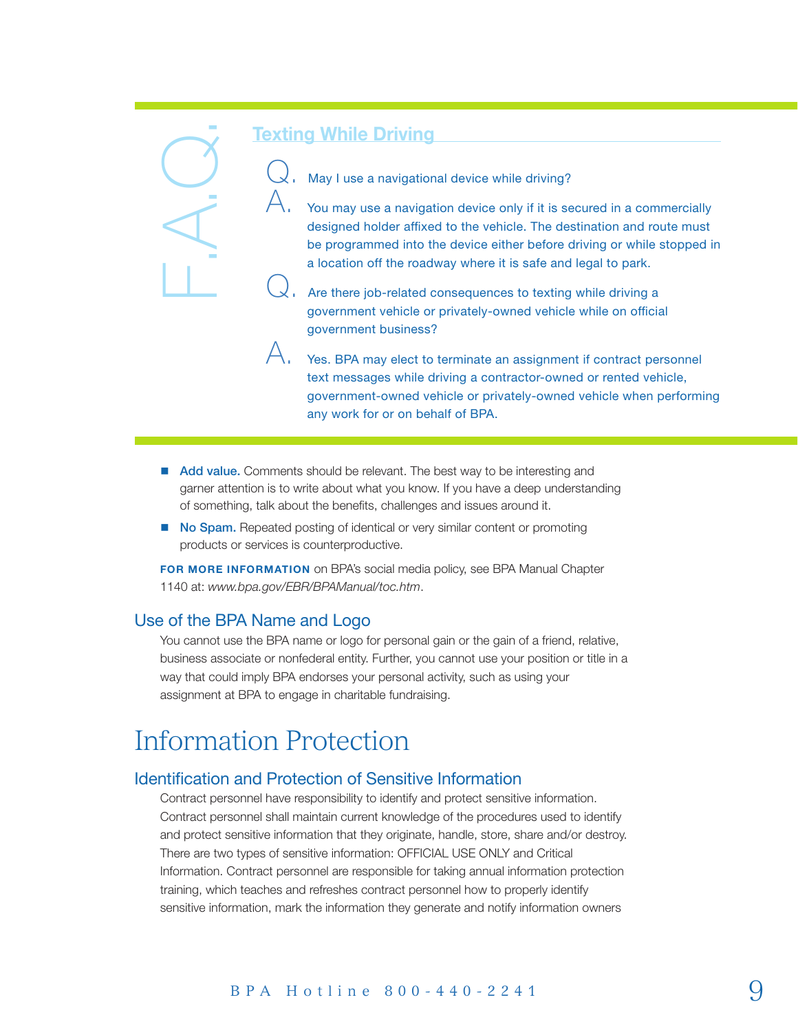F.A.Q.

### Texting While Driving

**Q.** May I use a navigational device while driving?

**A.** You may use a navigation device only if it is secured in a commercially designed holder affixed to the vehicle. The destination and route must be programmed into the device either before driving or while stopped in a location off the roadway where it is safe and legal to park.

**Q.** Are there job-related consequences to texting while driving a government vehicle or privately-owned vehicle while on official government business?

**A.** Yes. BPA may elect to terminate an assignment if contract personnel text messages while driving a contractor-owned or rented vehicle, government-owned vehicle or privately-owned vehicle when performing any work for or on behalf of BPA.

- **Add value.** Comments should be relevant. The best way to be interesting and garner attention is to write about what you know. If you have a deep understanding of something, talk about the benefits, challenges and issues around it.
- **No Spam.** Repeated posting of identical or very similar content or promoting products or services is counterproductive.

**FOR MORE INFORMATION** on BPA's social media policy, see BPA Manual Chapter 1140 at: *www.bpa.gov/EBR/BPAManual/toc.htm*.

## Use of the BPA Name and Logo

You cannot use the BPA name or logo for personal gain or the gain of a friend, relative, business associate or nonfederal entity. Further, you cannot use your position or title in a way that could imply BPA endorses your personal activity, such as using your assignment at BPA to engage in charitable fundraising.

# Information Protection

## Identification and Protection of Sensitive Information

Contract personnel have responsibility to identify and protect sensitive information. Contract personnel shall maintain current knowledge of the procedures used to identify and protect sensitive information that they originate, handle, store, share and/or destroy. There are two types of sensitive information: OFFICIAL USE ONLY and Critical Information. Contract personnel are responsible for taking annual information protection training, which teaches and refreshes contract personnel how to properly identify sensitive information, mark the information they generate and notify information owners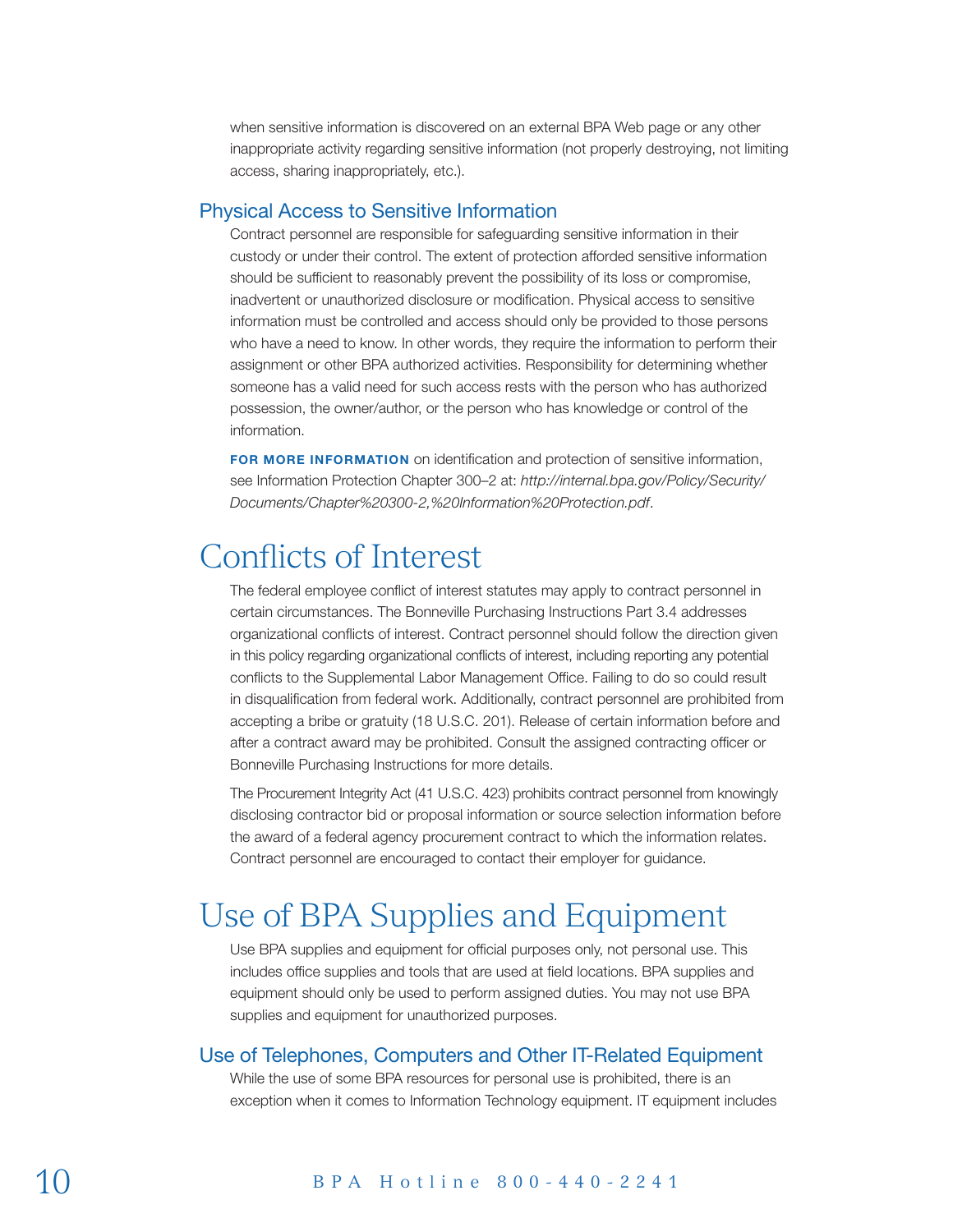when sensitive information is discovered on an external BPA Web page or any other inappropriate activity regarding sensitive information (not properly destroying, not limiting access, sharing inappropriately, etc.).

### Physical Access to Sensitive Information

Contract personnel are responsible for safeguarding sensitive information in their custody or under their control. The extent of protection afforded sensitive information should be sufficient to reasonably prevent the possibility of its loss or compromise, inadvertent or unauthorized disclosure or modification. Physical access to sensitive information must be controlled and access should only be provided to those persons who have a need to know. In other words, they require the information to perform their assignment or other BPA authorized activities. Responsibility for determining whether someone has a valid need for such access rests with the person who has authorized possession, the owner/author, or the person who has knowledge or control of the information.

**FOR MORE INFORMATION** on identification and protection of sensitive information, see Information Protection Chapter 300–2 at: *http://internal.bpa.gov/Policy/Security/Documents/Chapter%20300-2,%20Information%20Protection.pdf*.

## Conflicts of Interest

The federal employee conflict of interest statutes may apply to contract personnel in certain circumstances. The Bonneville Purchasing Instructions Part 3.4 addresses organizational conflicts of interest. Contract personnel should follow the direction given in this policy regarding organizational conflicts of interest, including reporting any potential conflicts to the Supplemental Labor Management Office. Failing to do so could result in disqualification from federal work. Additionally, contract personnel are prohibited from accepting a bribe or gratuity (18 U.S.C. 201). Release of certain information before and after a contract award may be prohibited. Consult the assigned contracting officer or Bonneville Purchasing Instructions for more details.

The Procurement Integrity Act (41 U.S.C. 423) prohibits contract personnel from knowingly disclosing contractor bid or proposal information or source selection information before the award of a federal agency procurement contract to which the information relates. Contract personnel are encouraged to contact their employer for guidance.

## Use of BPA Supplies and Equipment

Use BPA supplies and equipment for official purposes only, not personal use. This includes office supplies and tools that are used at field locations. BPA supplies and equipment should only be used to perform assigned duties. You may not use BPA supplies and equipment for unauthorized purposes.

### Use of Telephones, Computers and Other IT-Related Equipment

While the use of some BPA resources for personal use is prohibited, there is an exception when it comes to Information Technology equipment. IT equipment includes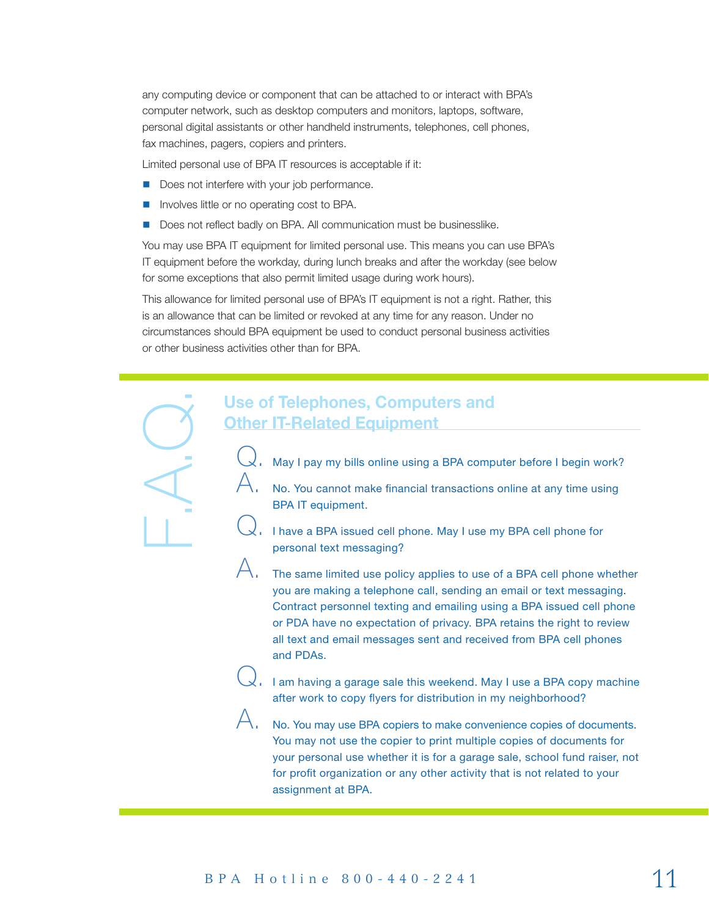any computing device or component that can be attached to or interact with BPA's computer network, such as desktop computers and monitors, laptops, software, personal digital assistants or other handheld instruments, telephones, cell phones, fax machines, pagers, copiers and printers.

Limited personal use of BPA IT resources is acceptable if it:

- Does not interfere with your job performance.
- Involves little or no operating cost to BPA.
- Does not reflect badly on BPA. All communication must be businesslike.

You may use BPA IT equipment for limited personal use. This means you can use BPA's IT equipment before the workday, during lunch breaks and after the workday (see below for some exceptions that also permit limited usage during work hours).

This allowance for limited personal use of BPA's IT equipment is not a right. Rather, this is an allowance that can be limited or revoked at any time for any reason. Under no circumstances should BPA equipment be used to conduct personal business activities or other business activities other than for BPA.

## F.A.Q.

### Use of Telephones, Computers and Other IT-Related Equipment

**Q.** May I pay my bills online using a BPA computer before I begin work?

**A.** No. You cannot make financial transactions online at any time using BPA IT equipment.

**Q.** I have a BPA issued cell phone. May I use my BPA cell phone for personal text messaging?

**A.** The same limited use policy applies to use of a BPA cell phone whether you are making a telephone call, sending an email or text messaging. Contract personnel texting and emailing using a BPA issued cell phone or PDA have no expectation of privacy. BPA retains the right to review all text and email messages sent and received from BPA cell phones and PDAs.

**Q.** I am having a garage sale this weekend. May I use a BPA copy machine after work to copy flyers for distribution in my neighborhood?

**A.** No. You may use BPA copiers to make convenience copies of documents. You may not use the copier to print multiple copies of documents for your personal use whether it is for a garage sale, school fund raiser, not for profit organization or any other activity that is not related to your assignment at BPA.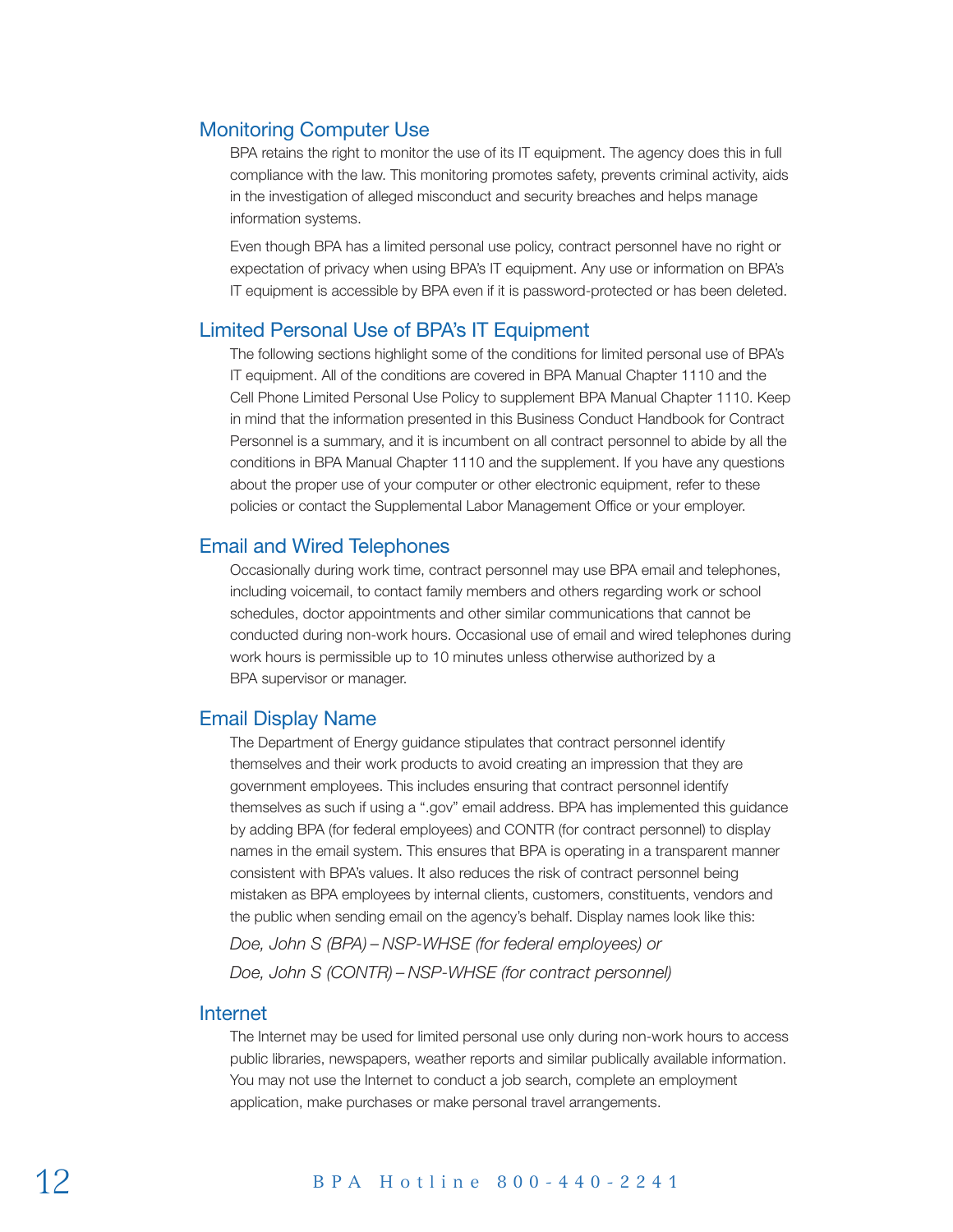## Monitoring Computer Use

BPA retains the right to monitor the use of its IT equipment. The agency does this in full compliance with the law. This monitoring promotes safety, prevents criminal activity, aids in the investigation of alleged misconduct and security breaches and helps manage information systems.

Even though BPA has a limited personal use policy, contract personnel have no right or expectation of privacy when using BPA's IT equipment. Any use or information on BPA's IT equipment is accessible by BPA even if it is password-protected or has been deleted.

## Limited Personal Use of BPA's IT Equipment

The following sections highlight some of the conditions for limited personal use of BPA's IT equipment. All of the conditions are covered in BPA Manual Chapter 1110 and the Cell Phone Limited Personal Use Policy to supplement BPA Manual Chapter 1110. Keep in mind that the information presented in this Business Conduct Handbook for Contract Personnel is a summary, and it is incumbent on all contract personnel to abide by all the conditions in BPA Manual Chapter 1110 and the supplement. If you have any questions about the proper use of your computer or other electronic equipment, refer to these policies or contact the Supplemental Labor Management Office or your employer.

## Email and Wired Telephones

Occasionally during work time, contract personnel may use BPA email and telephones, including voicemail, to contact family members and others regarding work or school schedules, doctor appointments and other similar communications that cannot be conducted during non-work hours. Occasional use of email and wired telephones during work hours is permissible up to 10 minutes unless otherwise authorized by a BPA supervisor or manager.

## Email Display Name

The Department of Energy guidance stipulates that contract personnel identify themselves and their work products to avoid creating an impression that they are government employees. This includes ensuring that contract personnel identify themselves as such if using a ".gov" email address. BPA has implemented this guidance by adding BPA (for federal employees) and CONTR (for contract personnel) to display names in the email system. This ensures that BPA is operating in a transparent manner consistent with BPA's values. It also reduces the risk of contract personnel being mistaken as BPA employees by internal clients, customers, constituents, vendors and the public when sending email on the agency's behalf. Display names look like this:

*Doe, John S (BPA) – NSP-WHSE (for federal employees) or*

*Doe, John S (CONTR) – NSP-WHSE (for contract personnel)*

## Internet

The Internet may be used for limited personal use only during non-work hours to access public libraries, newspapers, weather reports and similar publically available information. You may not use the Internet to conduct a job search, complete an employment application, make purchases or make personal travel arrangements.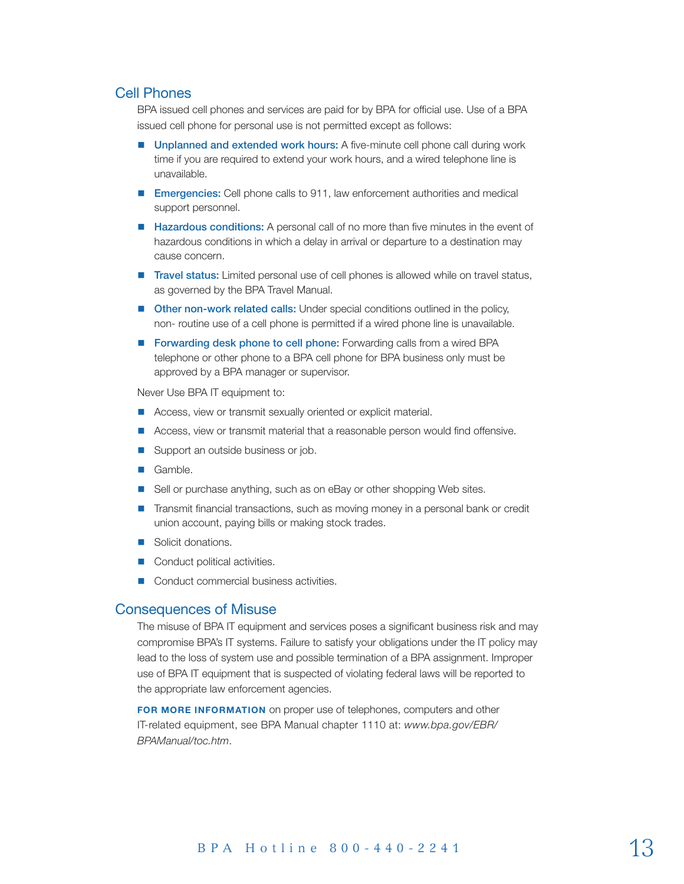## Cell Phones

BPA issued cell phones and services are paid for by BPA for official use. Use of a BPA issued cell phone for personal use is not permitted except as follows:

- **Unplanned and extended work hours:** A five-minute cell phone call during work time if you are required to extend your work hours, and a wired telephone line is unavailable.
- **Emergencies:** Cell phone calls to 911, law enforcement authorities and medical support personnel.
- **Hazardous conditions:** A personal call of no more than five minutes in the event of hazardous conditions in which a delay in arrival or departure to a destination may cause concern.
- **Travel status:** Limited personal use of cell phones is allowed while on travel status, as governed by the BPA Travel Manual.
- **Other non-work related calls:** Under special conditions outlined in the policy, non- routine use of a cell phone is permitted if a wired phone line is unavailable.
- **Forwarding desk phone to cell phone:** Forwarding calls from a wired BPA telephone or other phone to a BPA cell phone for BPA business only must be approved by a BPA manager or supervisor.

Never Use BPA IT equipment to:

- Access, view or transmit sexually oriented or explicit material.
- Access, view or transmit material that a reasonable person would find offensive.
- Support an outside business or job.
- Gamble.
- Sell or purchase anything, such as on eBay or other shopping Web sites.
- Transmit financial transactions, such as moving money in a personal bank or credit union account, paying bills or making stock trades.
- Solicit donations.
- Conduct political activities.
- Conduct commercial business activities.

## Consequences of Misuse

The misuse of BPA IT equipment and services poses a significant business risk and may compromise BPA's IT systems. Failure to satisfy your obligations under the IT policy may lead to the loss of system use and possible termination of a BPA assignment. Improper use of BPA IT equipment that is suspected of violating federal laws will be reported to the appropriate law enforcement agencies.

**FOR MORE INFORMATION** on proper use of telephones, computers and other IT-related equipment, see BPA Manual chapter 1110 at: *www.bpa.gov/EBR/BPAManual/toc.htm*.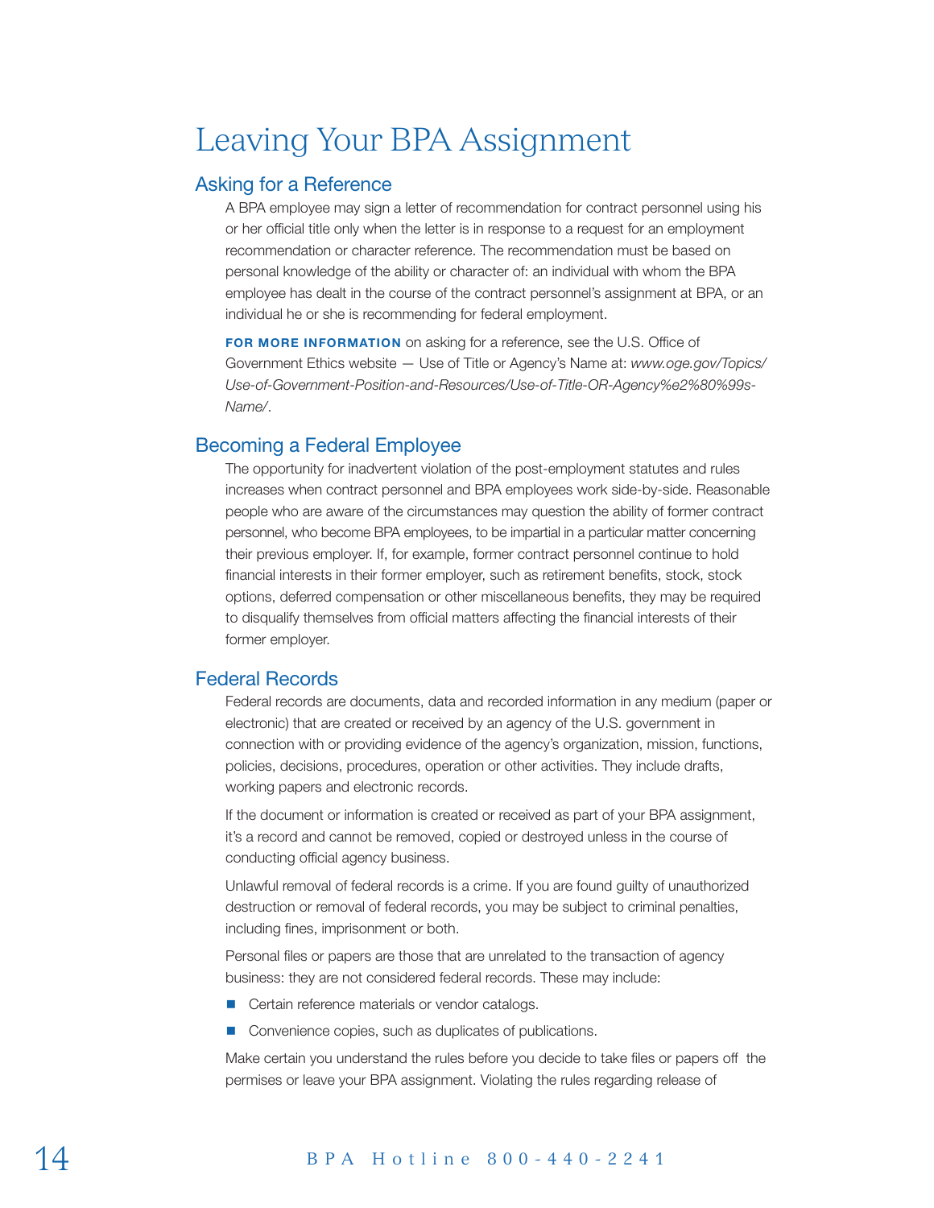# Leaving Your BPA Assignment

## Asking for a Reference

A BPA employee may sign a letter of recommendation for contract personnel using his or her official title only when the letter is in response to a request for an employment recommendation or character reference. The recommendation must be based on personal knowledge of the ability or character of: an individual with whom the BPA employee has dealt in the course of the contract personnel's assignment at BPA, or an individual he or she is recommending for federal employment.

**FOR MORE INFORMATION** on asking for a reference, see the U.S. Office of Government Ethics website — Use of Title or Agency's Name at: *www.oge.gov/Topics/Use-of-Government-Position-and-Resources/Use-of-Title-OR-Agency%e2%80%99s-Name/*.

## Becoming a Federal Employee

The opportunity for inadvertent violation of the post-employment statutes and rules increases when contract personnel and BPA employees work side-by-side. Reasonable people who are aware of the circumstances may question the ability of former contract personnel, who become BPA employees, to be impartial in a particular matter concerning their previous employer. If, for example, former contract personnel continue to hold financial interests in their former employer, such as retirement benefits, stock, stock options, deferred compensation or other miscellaneous benefits, they may be required to disqualify themselves from official matters affecting the financial interests of their former employer.

## Federal Records

Federal records are documents, data and recorded information in any medium (paper or electronic) that are created or received by an agency of the U.S. government in connection with or providing evidence of the agency's organization, mission, functions, policies, decisions, procedures, operation or other activities. They include drafts, working papers and electronic records.

If the document or information is created or received as part of your BPA assignment, it's a record and cannot be removed, copied or destroyed unless in the course of conducting official agency business.

Unlawful removal of federal records is a crime. If you are found guilty of unauthorized destruction or removal of federal records, you may be subject to criminal penalties, including fines, imprisonment or both.

Personal files or papers are those that are unrelated to the transaction of agency business: they are not considered federal records. These may include:

- Certain reference materials or vendor catalogs.
- Convenience copies, such as duplicates of publications.

Make certain you understand the rules before you decide to take files or papers off the permises or leave your BPA assignment. Violating the rules regarding release of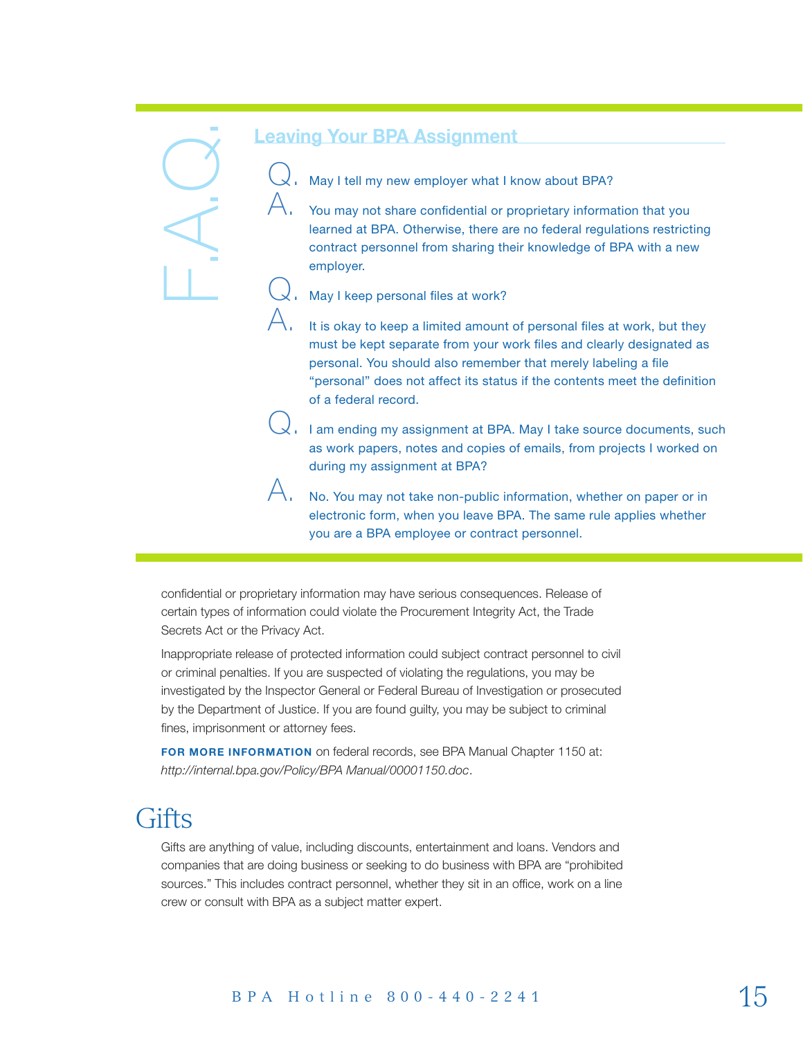F.A.Q.

## Leaving Your BPA Assignment

**Q.** May I tell my new employer what I know about BPA?

**A.** You may not share confidential or proprietary information that you learned at BPA. Otherwise, there are no federal regulations restricting contract personnel from sharing their knowledge of BPA with a new employer.

**Q.** May I keep personal files at work?

**A.** It is okay to keep a limited amount of personal files at work, but they must be kept separate from your work files and clearly designated as personal. You should also remember that merely labeling a file "personal" does not affect its status if the contents meet the definition of a federal record.

**Q.** I am ending my assignment at BPA. May I take source documents, such as work papers, notes and copies of emails, from projects I worked on during my assignment at BPA?

**A.** No. You may not take non-public information, whether on paper or in electronic form, when you leave BPA. The same rule applies whether you are a BPA employee or contract personnel.

---

confidential or proprietary information may have serious consequences. Release of certain types of information could violate the Procurement Integrity Act, the Trade Secrets Act or the Privacy Act.

Inappropriate release of protected information could subject contract personnel to civil or criminal penalties. If you are suspected of violating the regulations, you may be investigated by the Inspector General or Federal Bureau of Investigation or prosecuted by the Department of Justice. If you are found guilty, you may be subject to criminal fines, imprisonment or attorney fees.

**FOR MORE INFORMATION** on federal records, see BPA Manual Chapter 1150 at: *http://internal.bpa.gov/Policy/BPA Manual/00001150.doc*.

# Gifts

Gifts are anything of value, including discounts, entertainment and loans. Vendors and companies that are doing business or seeking to do business with BPA are "prohibited sources." This includes contract personnel, whether they sit in an office, work on a line crew or consult with BPA as a subject matter expert.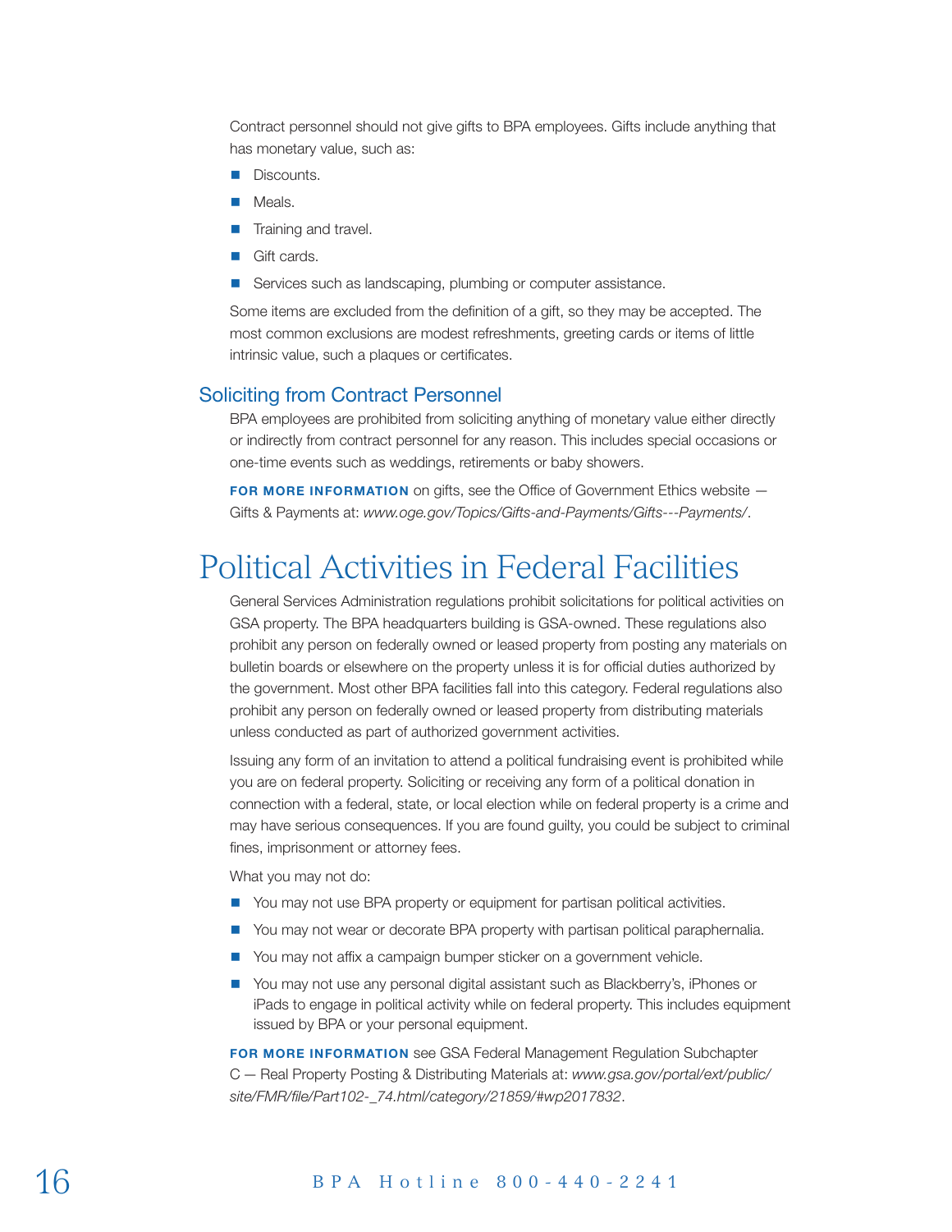Contract personnel should not give gifts to BPA employees. Gifts include anything that has monetary value, such as:

- Discounts.
- Meals.
- Training and travel.
- Gift cards.
- Services such as landscaping, plumbing or computer assistance.

Some items are excluded from the definition of a gift, so they may be accepted. The most common exclusions are modest refreshments, greeting cards or items of little intrinsic value, such a plaques or certificates.

### Soliciting from Contract Personnel

BPA employees are prohibited from soliciting anything of monetary value either directly or indirectly from contract personnel for any reason. This includes special occasions or one-time events such as weddings, retirements or baby showers.

**FOR MORE INFORMATION** on gifts, see the Office of Government Ethics website — Gifts & Payments at: *www.oge.gov/Topics/Gifts-and-Payments/Gifts---Payments/*.

## Political Activities in Federal Facilities

General Services Administration regulations prohibit solicitations for political activities on GSA property. The BPA headquarters building is GSA-owned. These regulations also prohibit any person on federally owned or leased property from posting any materials on bulletin boards or elsewhere on the property unless it is for official duties authorized by the government. Most other BPA facilities fall into this category. Federal regulations also prohibit any person on federally owned or leased property from distributing materials unless conducted as part of authorized government activities.

Issuing any form of an invitation to attend a political fundraising event is prohibited while you are on federal property. Soliciting or receiving any form of a political donation in connection with a federal, state, or local election while on federal property is a crime and may have serious consequences. If you are found guilty, you could be subject to criminal fines, imprisonment or attorney fees.

What you may not do:

- You may not use BPA property or equipment for partisan political activities.
- You may not wear or decorate BPA property with partisan political paraphernalia.
- You may not affix a campaign bumper sticker on a government vehicle.
- You may not use any personal digital assistant such as Blackberry's, iPhones or iPads to engage in political activity while on federal property. This includes equipment issued by BPA or your personal equipment.

**FOR MORE INFORMATION** see GSA Federal Management Regulation Subchapter C — Real Property Posting & Distributing Materials at: *www.gsa.gov/portal/ext/public/site/FMR/file/Part102-_74.html/category/21859/#wp2017832*.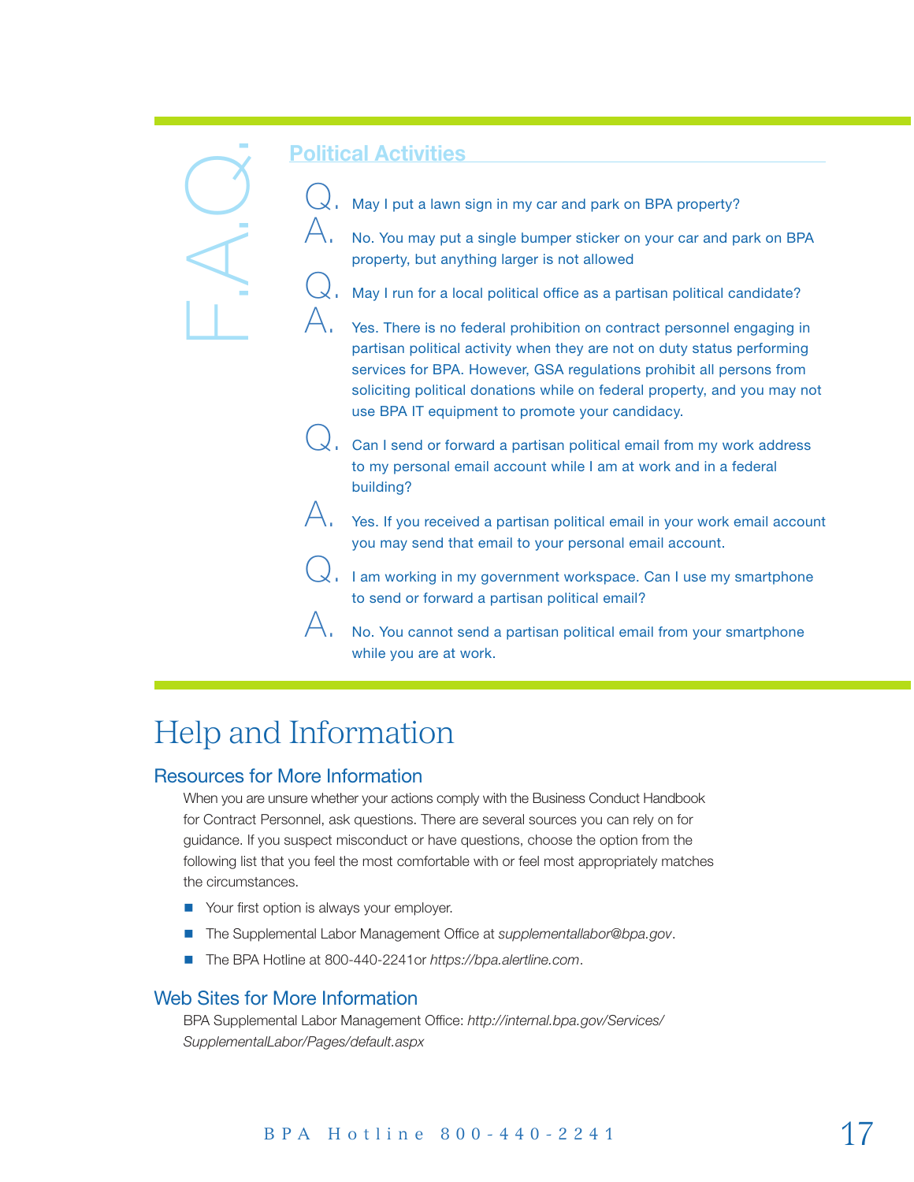F.A.Q.

## Political Activities

**Q.** May I put a lawn sign in my car and park on BPA property?

**A.** No. You may put a single bumper sticker on your car and park on BPA property, but anything larger is not allowed

**Q.** May I run for a local political office as a partisan political candidate?

**A.** Yes. There is no federal prohibition on contract personnel engaging in partisan political activity when they are not on duty status performing services for BPA. However, GSA regulations prohibit all persons from soliciting political donations while on federal property, and you may not use BPA IT equipment to promote your candidacy.

**Q.** Can I send or forward a partisan political email from my work address to my personal email account while I am at work and in a federal building?

**A.** Yes. If you received a partisan political email in your work email account you may send that email to your personal email account.

**Q.** I am working in my government workspace. Can I use my smartphone to send or forward a partisan political email?

**A.** No. You cannot send a partisan political email from your smartphone while you are at work.

# Help and Information

## Resources for More Information

When you are unsure whether your actions comply with the Business Conduct Handbook for Contract Personnel, ask questions. There are several sources you can rely on for guidance. If you suspect misconduct or have questions, choose the option from the following list that you feel the most comfortable with or feel most appropriately matches the circumstances.

- Your first option is always your employer.
- The Supplemental Labor Management Office at *supplementallabor@bpa.gov*.
- The BPA Hotline at 800-440-2241or *https://bpa.alertline.com*.

## Web Sites for More Information

BPA Supplemental Labor Management Office: *http://internal.bpa.gov/Services/SupplementalLabor/Pages/default.aspx*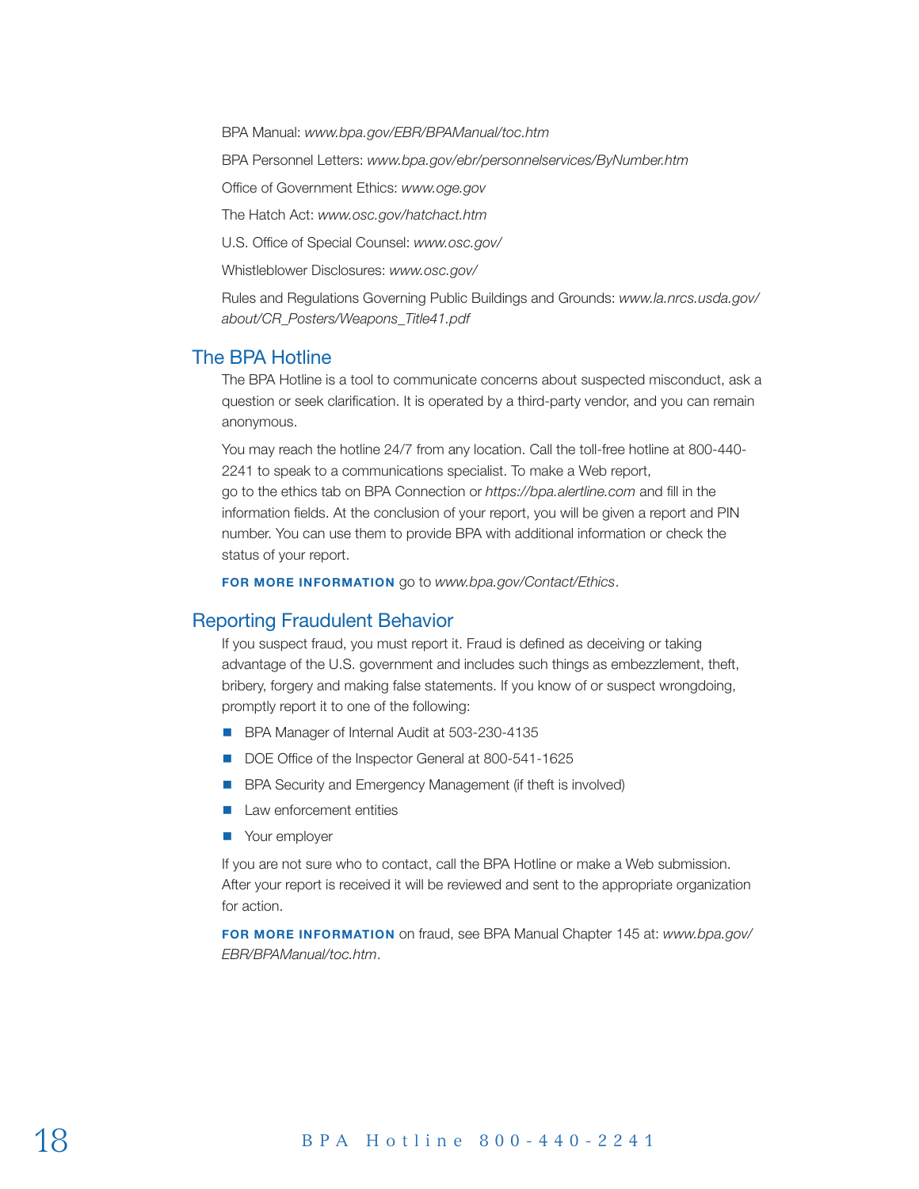BPA Manual: *www.bpa.gov/EBR/BPAManual/toc.htm*

BPA Personnel Letters: *www.bpa.gov/ebr/personnelservices/ByNumber.htm*

Office of Government Ethics: *www.oge.gov*

The Hatch Act: *www.osc.gov/hatchact.htm*

U.S. Office of Special Counsel: *www.osc.gov/*

Whistleblower Disclosures: *www.osc.gov/*

Rules and Regulations Governing Public Buildings and Grounds: *www.la.nrcs.usda.gov/about/CR_Posters/Weapons_Title41.pdf*

## The BPA Hotline

The BPA Hotline is a tool to communicate concerns about suspected misconduct, ask a question or seek clarification. It is operated by a third-party vendor, and you can remain anonymous.

You may reach the hotline 24/7 from any location. Call the toll-free hotline at 800-440-2241 to speak to a communications specialist. To make a Web report, go to the ethics tab on BPA Connection or *https://bpa.alertline.com* and fill in the information fields. At the conclusion of your report, you will be given a report and PIN number. You can use them to provide BPA with additional information or check the status of your report.

**FOR MORE INFORMATION** go to *www.bpa.gov/Contact/Ethics*.

## Reporting Fraudulent Behavior

If you suspect fraud, you must report it. Fraud is defined as deceiving or taking advantage of the U.S. government and includes such things as embezzlement, theft, bribery, forgery and making false statements. If you know of or suspect wrongdoing, promptly report it to one of the following:

- BPA Manager of Internal Audit at 503-230-4135
- DOE Office of the Inspector General at 800-541-1625
- BPA Security and Emergency Management (if theft is involved)
- Law enforcement entities
- Your employer

If you are not sure who to contact, call the BPA Hotline or make a Web submission. After your report is received it will be reviewed and sent to the appropriate organization for action.

**FOR MORE INFORMATION** on fraud, see BPA Manual Chapter 145 at: *www.bpa.gov/EBR/BPAManual/toc.htm*.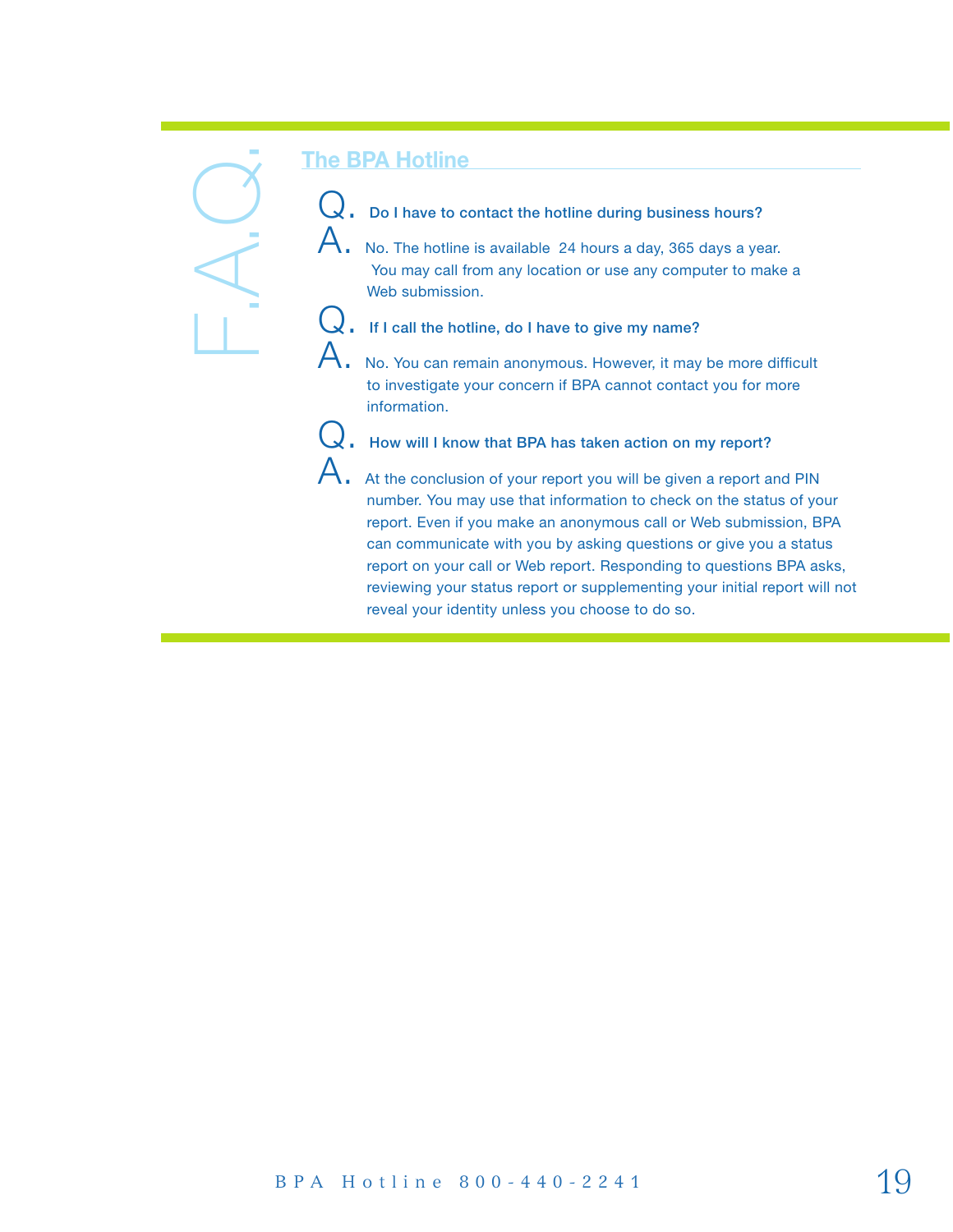F.A.Q.

## The BPA Hotline

**Q. Do I have to contact the hotline during business hours?**

A. No. The hotline is available 24 hours a day, 365 days a year. You may call from any location or use any computer to make a Web submission.

**Q. If I call the hotline, do I have to give my name?**

A. No. You can remain anonymous. However, it may be more difficult to investigate your concern if BPA cannot contact you for more information.

**Q. How will I know that BPA has taken action on my report?**

A. At the conclusion of your report you will be given a report and PIN number. You may use that information to check on the status of your report. Even if you make an anonymous call or Web submission, BPA can communicate with you by asking questions or give you a status report on your call or Web report. Responding to questions BPA asks, reviewing your status report or supplementing your initial report will not reveal your identity unless you choose to do so.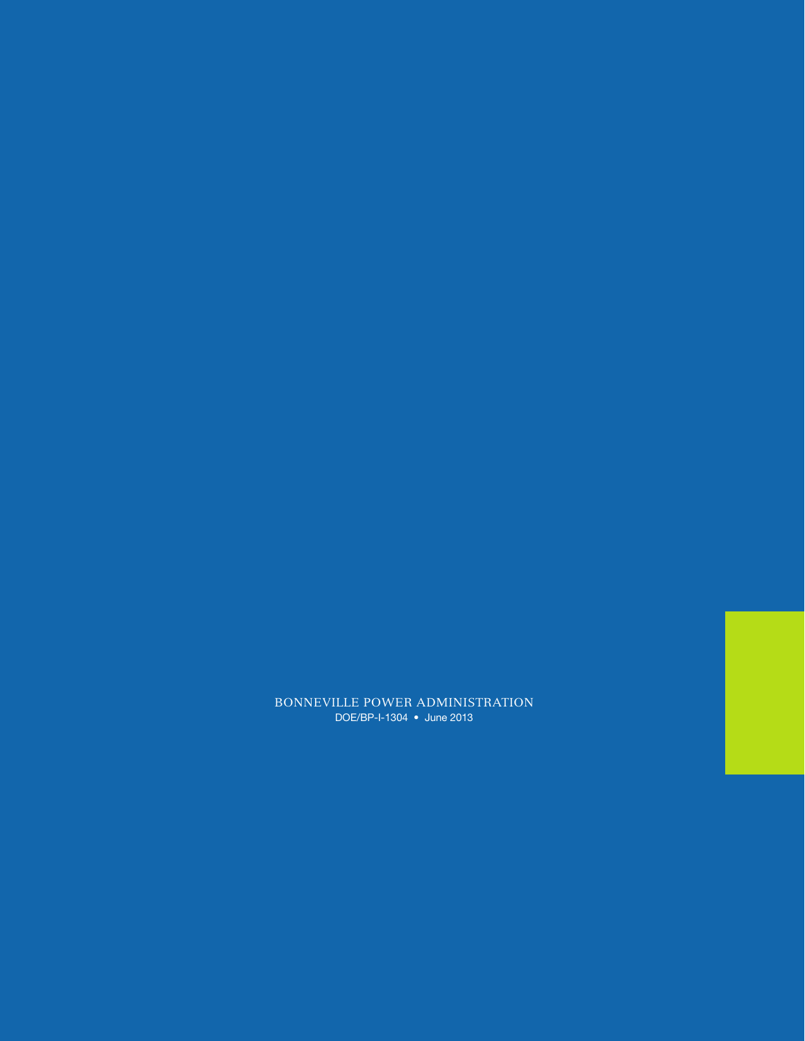BONNEVILLE POWER ADMINISTRATION
DOE/BP-I-1304 • June 2013